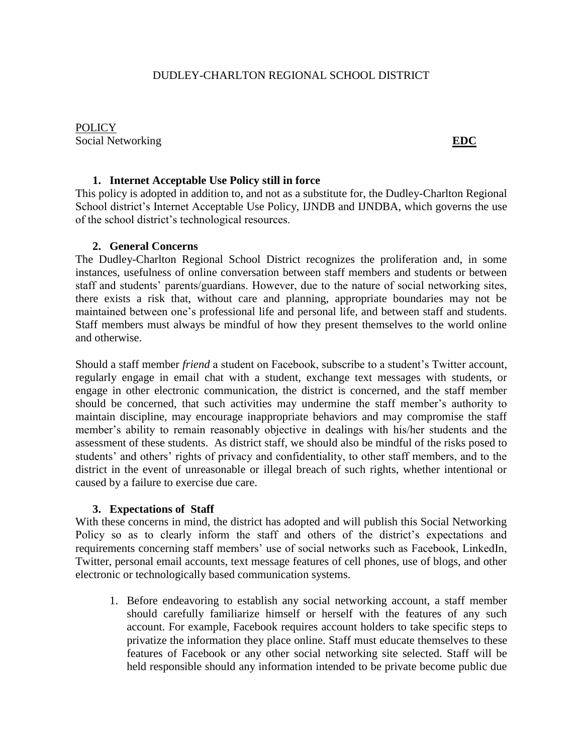DUDLEY-CHARLTON REGIONAL SCHOOL DISTRICT

POLICY
Social Networking **EDC**

### 1. Internet Acceptable Use Policy still in force

This policy is adopted in addition to, and not as a substitute for, the Dudley-Charlton Regional School district's Internet Acceptable Use Policy, IJNDB and IJNDBA, which governs the use of the school district's technological resources.

### 2. General Concerns

The Dudley-Charlton Regional School District recognizes the proliferation and, in some instances, usefulness of online conversation between staff members and students or between staff and students' parents/guardians. However, due to the nature of social networking sites, there exists a risk that, without care and planning, appropriate boundaries may not be maintained between one's professional life and personal life, and between staff and students. Staff members must always be mindful of how they present themselves to the world online and otherwise.

Should a staff member *friend* a student on Facebook, subscribe to a student's Twitter account, regularly engage in email chat with a student, exchange text messages with students, or engage in other electronic communication, the district is concerned, and the staff member should be concerned, that such activities may undermine the staff member's authority to maintain discipline, may encourage inappropriate behaviors and may compromise the staff member's ability to remain reasonably objective in dealings with his/her students and the assessment of these students. As district staff, we should also be mindful of the risks posed to students' and others' rights of privacy and confidentiality, to other staff members, and to the district in the event of unreasonable or illegal breach of such rights, whether intentional or caused by a failure to exercise due care.

### 3. Expectations of Staff

With these concerns in mind, the district has adopted and will publish this Social Networking Policy so as to clearly inform the staff and others of the district's expectations and requirements concerning staff members' use of social networks such as Facebook, LinkedIn, Twitter, personal email accounts, text message features of cell phones, use of blogs, and other electronic or technologically based communication systems.

1. Before endeavoring to establish any social networking account, a staff member should carefully familiarize himself or herself with the features of any such account. For example, Facebook requires account holders to take specific steps to privatize the information they place online. Staff must educate themselves to these features of Facebook or any other social networking site selected. Staff will be held responsible should any information intended to be private become public due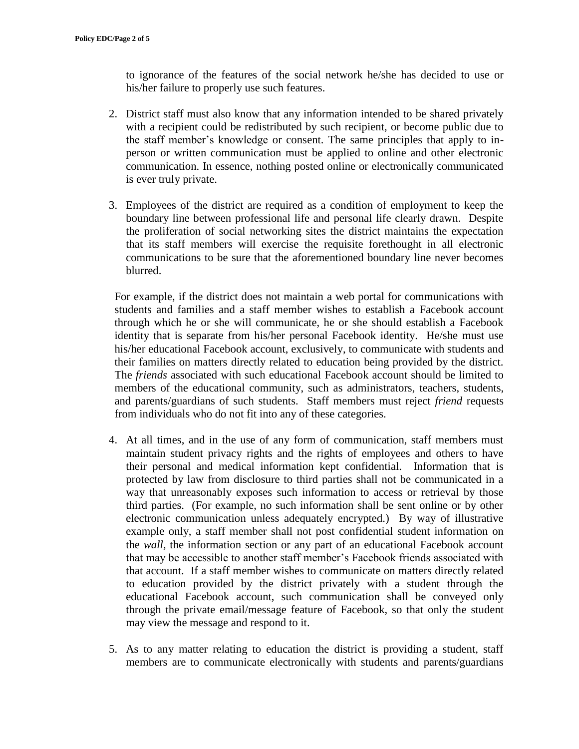to ignorance of the features of the social network he/she has decided to use or his/her failure to properly use such features.

2. District staff must also know that any information intended to be shared privately with a recipient could be redistributed by such recipient, or become public due to the staff member's knowledge or consent. The same principles that apply to in-person or written communication must be applied to online and other electronic communication. In essence, nothing posted online or electronically communicated is ever truly private.

3. Employees of the district are required as a condition of employment to keep the boundary line between professional life and personal life clearly drawn. Despite the proliferation of social networking sites the district maintains the expectation that its staff members will exercise the requisite forethought in all electronic communications to be sure that the aforementioned boundary line never becomes blurred.

   For example, if the district does not maintain a web portal for communications with students and families and a staff member wishes to establish a Facebook account through which he or she will communicate, he or she should establish a Facebook identity that is separate from his/her personal Facebook identity. He/she must use his/her educational Facebook account, exclusively, to communicate with students and their families on matters directly related to education being provided by the district. The *friends* associated with such educational Facebook account should be limited to members of the educational community, such as administrators, teachers, students, and parents/guardians of such students. Staff members must reject *friend* requests from individuals who do not fit into any of these categories.

4. At all times, and in the use of any form of communication, staff members must maintain student privacy rights and the rights of employees and others to have their personal and medical information kept confidential. Information that is protected by law from disclosure to third parties shall not be communicated in a way that unreasonably exposes such information to access or retrieval by those third parties. (For example, no such information shall be sent online or by other electronic communication unless adequately encrypted.) By way of illustrative example only, a staff member shall not post confidential student information on the *wall*, the information section or any part of an educational Facebook account that may be accessible to another staff member's Facebook friends associated with that account. If a staff member wishes to communicate on matters directly related to education provided by the district privately with a student through the educational Facebook account, such communication shall be conveyed only through the private email/message feature of Facebook, so that only the student may view the message and respond to it.

5. As to any matter relating to education the district is providing a student, staff members are to communicate electronically with students and parents/guardians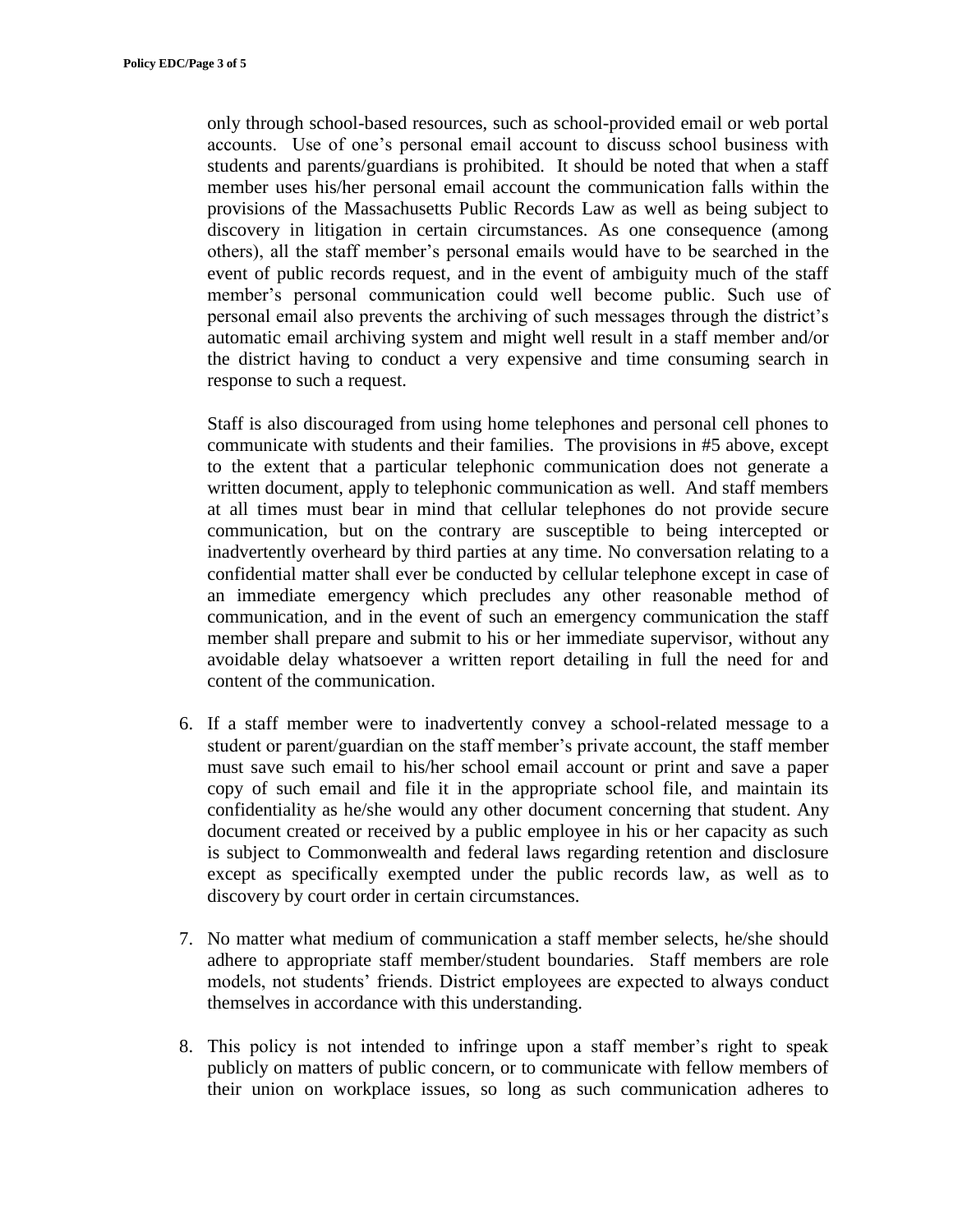only through school-based resources, such as school-provided email or web portal accounts. Use of one's personal email account to discuss school business with students and parents/guardians is prohibited. It should be noted that when a staff member uses his/her personal email account the communication falls within the provisions of the Massachusetts Public Records Law as well as being subject to discovery in litigation in certain circumstances. As one consequence (among others), all the staff member's personal emails would have to be searched in the event of public records request, and in the event of ambiguity much of the staff member's personal communication could well become public. Such use of personal email also prevents the archiving of such messages through the district's automatic email archiving system and might well result in a staff member and/or the district having to conduct a very expensive and time consuming search in response to such a request.

Staff is also discouraged from using home telephones and personal cell phones to communicate with students and their families. The provisions in #5 above, except to the extent that a particular telephonic communication does not generate a written document, apply to telephonic communication as well. And staff members at all times must bear in mind that cellular telephones do not provide secure communication, but on the contrary are susceptible to being intercepted or inadvertently overheard by third parties at any time. No conversation relating to a confidential matter shall ever be conducted by cellular telephone except in case of an immediate emergency which precludes any other reasonable method of communication, and in the event of such an emergency communication the staff member shall prepare and submit to his or her immediate supervisor, without any avoidable delay whatsoever a written report detailing in full the need for and content of the communication.

6. If a staff member were to inadvertently convey a school-related message to a student or parent/guardian on the staff member's private account, the staff member must save such email to his/her school email account or print and save a paper copy of such email and file it in the appropriate school file, and maintain its confidentiality as he/she would any other document concerning that student. Any document created or received by a public employee in his or her capacity as such is subject to Commonwealth and federal laws regarding retention and disclosure except as specifically exempted under the public records law, as well as to discovery by court order in certain circumstances.

7. No matter what medium of communication a staff member selects, he/she should adhere to appropriate staff member/student boundaries. Staff members are role models, not students' friends. District employees are expected to always conduct themselves in accordance with this understanding.

8. This policy is not intended to infringe upon a staff member's right to speak publicly on matters of public concern, or to communicate with fellow members of their union on workplace issues, so long as such communication adheres to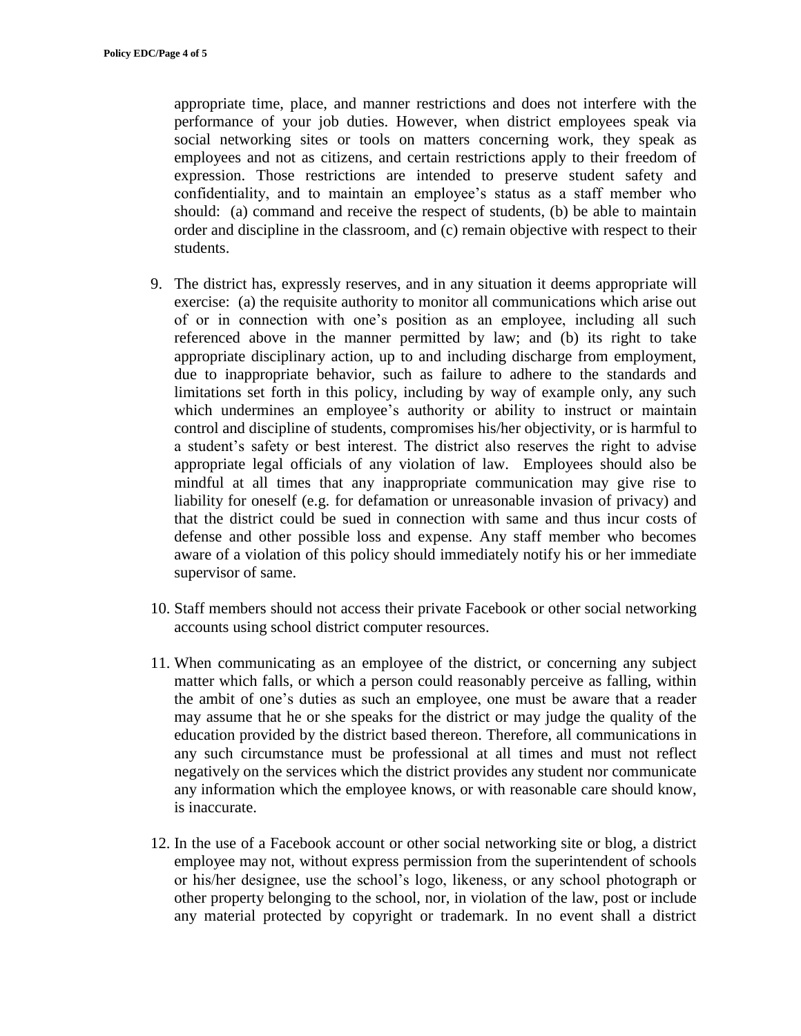appropriate time, place, and manner restrictions and does not interfere with the performance of your job duties. However, when district employees speak via social networking sites or tools on matters concerning work, they speak as employees and not as citizens, and certain restrictions apply to their freedom of expression. Those restrictions are intended to preserve student safety and confidentiality, and to maintain an employee's status as a staff member who should: (a) command and receive the respect of students, (b) be able to maintain order and discipline in the classroom, and (c) remain objective with respect to their students.

9. The district has, expressly reserves, and in any situation it deems appropriate will exercise: (a) the requisite authority to monitor all communications which arise out of or in connection with one's position as an employee, including all such referenced above in the manner permitted by law; and (b) its right to take appropriate disciplinary action, up to and including discharge from employment, due to inappropriate behavior, such as failure to adhere to the standards and limitations set forth in this policy, including by way of example only, any such which undermines an employee's authority or ability to instruct or maintain control and discipline of students, compromises his/her objectivity, or is harmful to a student's safety or best interest. The district also reserves the right to advise appropriate legal officials of any violation of law. Employees should also be mindful at all times that any inappropriate communication may give rise to liability for oneself (e.g. for defamation or unreasonable invasion of privacy) and that the district could be sued in connection with same and thus incur costs of defense and other possible loss and expense. Any staff member who becomes aware of a violation of this policy should immediately notify his or her immediate supervisor of same.

10. Staff members should not access their private Facebook or other social networking accounts using school district computer resources.

11. When communicating as an employee of the district, or concerning any subject matter which falls, or which a person could reasonably perceive as falling, within the ambit of one's duties as such an employee, one must be aware that a reader may assume that he or she speaks for the district or may judge the quality of the education provided by the district based thereon. Therefore, all communications in any such circumstance must be professional at all times and must not reflect negatively on the services which the district provides any student nor communicate any information which the employee knows, or with reasonable care should know, is inaccurate.

12. In the use of a Facebook account or other social networking site or blog, a district employee may not, without express permission from the superintendent of schools or his/her designee, use the school's logo, likeness, or any school photograph or other property belonging to the school, nor, in violation of the law, post or include any material protected by copyright or trademark. In no event shall a district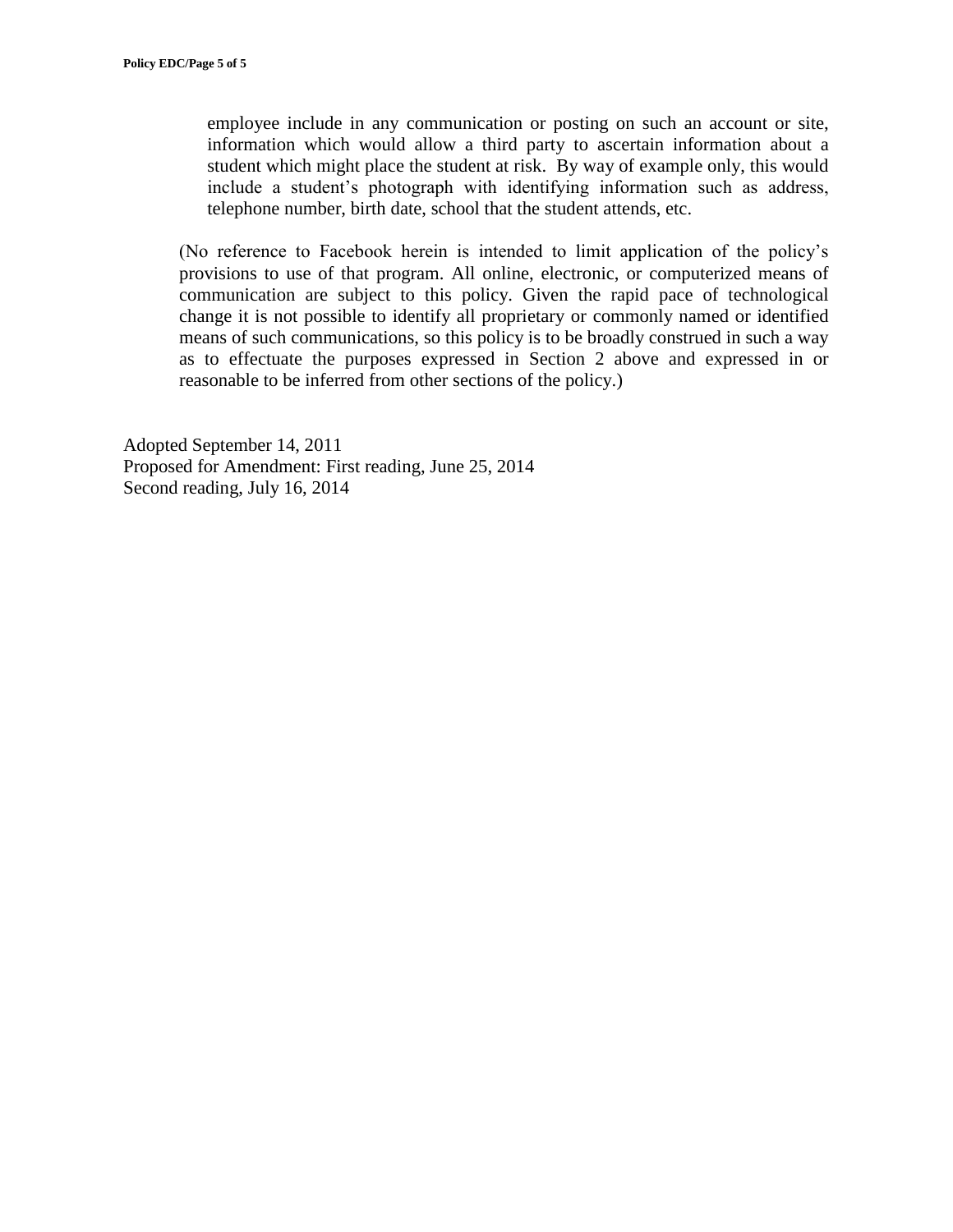employee include in any communication or posting on such an account or site, information which would allow a third party to ascertain information about a student which might place the student at risk. By way of example only, this would include a student's photograph with identifying information such as address, telephone number, birth date, school that the student attends, etc.

(No reference to Facebook herein is intended to limit application of the policy's provisions to use of that program. All online, electronic, or computerized means of communication are subject to this policy. Given the rapid pace of technological change it is not possible to identify all proprietary or commonly named or identified means of such communications, so this policy is to be broadly construed in such a way as to effectuate the purposes expressed in Section 2 above and expressed in or reasonable to be inferred from other sections of the policy.)

Adopted September 14, 2011
Proposed for Amendment: First reading, June 25, 2014
Second reading, July 16, 2014